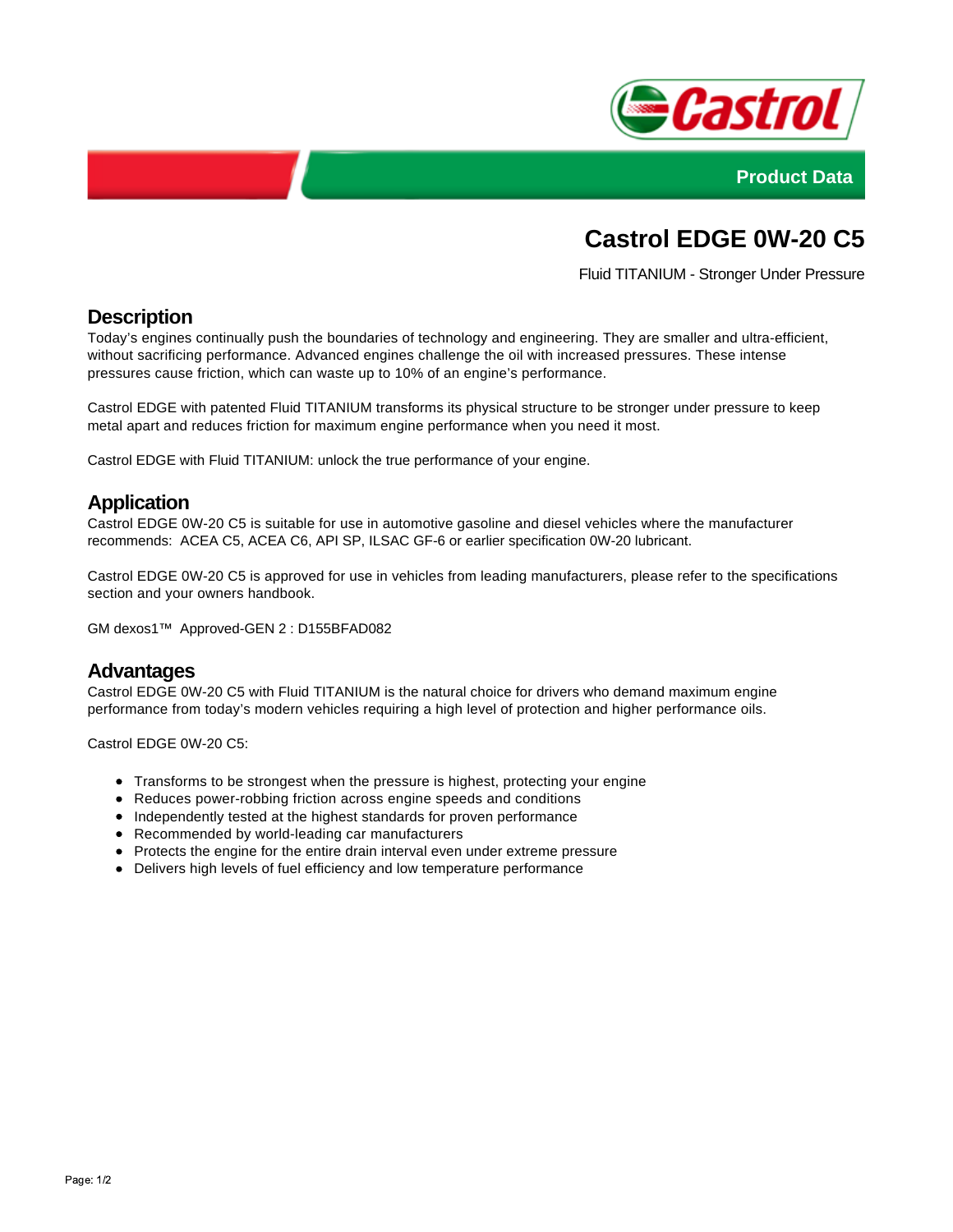Product Data

# Castrol EDGE 0W-20 C5

Fluid TITANIUM - Stronger Under Pressure

## Description

Today's engines continually push the boundaries of technology and engineering. They are smaller and ultra-efficient, without sacrificing performance. Advanced engines challenge the oil with increased pressures. These intense pressures cause friction, which can waste up to 10% of an engine's performance.

Castrol EDGE with patented Fluid TITANIUM transforms its physical structure to be stronger under pressure to keep metal apart and reduces friction for maximum engine performance when you need it most.

Castrol EDGE with Fluid TITANIUM: unlock the true performance of your engine.

## Application

Castrol EDGE 0W-20 C5 is suitable for use in automotive gasoline and diesel vehicles where the manufacturer recommends: ACEA C5, ACEA C6, API SP, ILSAC GF-6 or earlier specification 0W-20 lubricant.

Castrol EDGE 0W-20 C5 is approved for use in vehicles from leading manufacturers, please refer to the specifications section and your owners handbook.

GM dexos1™ Approved-GEN 2 : D155BFAD082

## Advantages

Castrol EDGE 0W-20 C5 with Fluid TITANIUM is the natural choice for drivers who demand maximum engine performance from today's modern vehicles requiring a high level of protection and higher performance oils.

Castrol EDGE 0W-20 C5:

- Transforms to be strongest when the pressure is highest, protecting your engine
- Reduces power-robbing friction across engine speeds and conditions
- Independently tested at the highest standards for proven performance
- Recommended by world-leading car manufacturers
- Protects the engine for the entire drain interval even under extreme pressure
- Delivers high levels of fuel efficiency and low temperature performance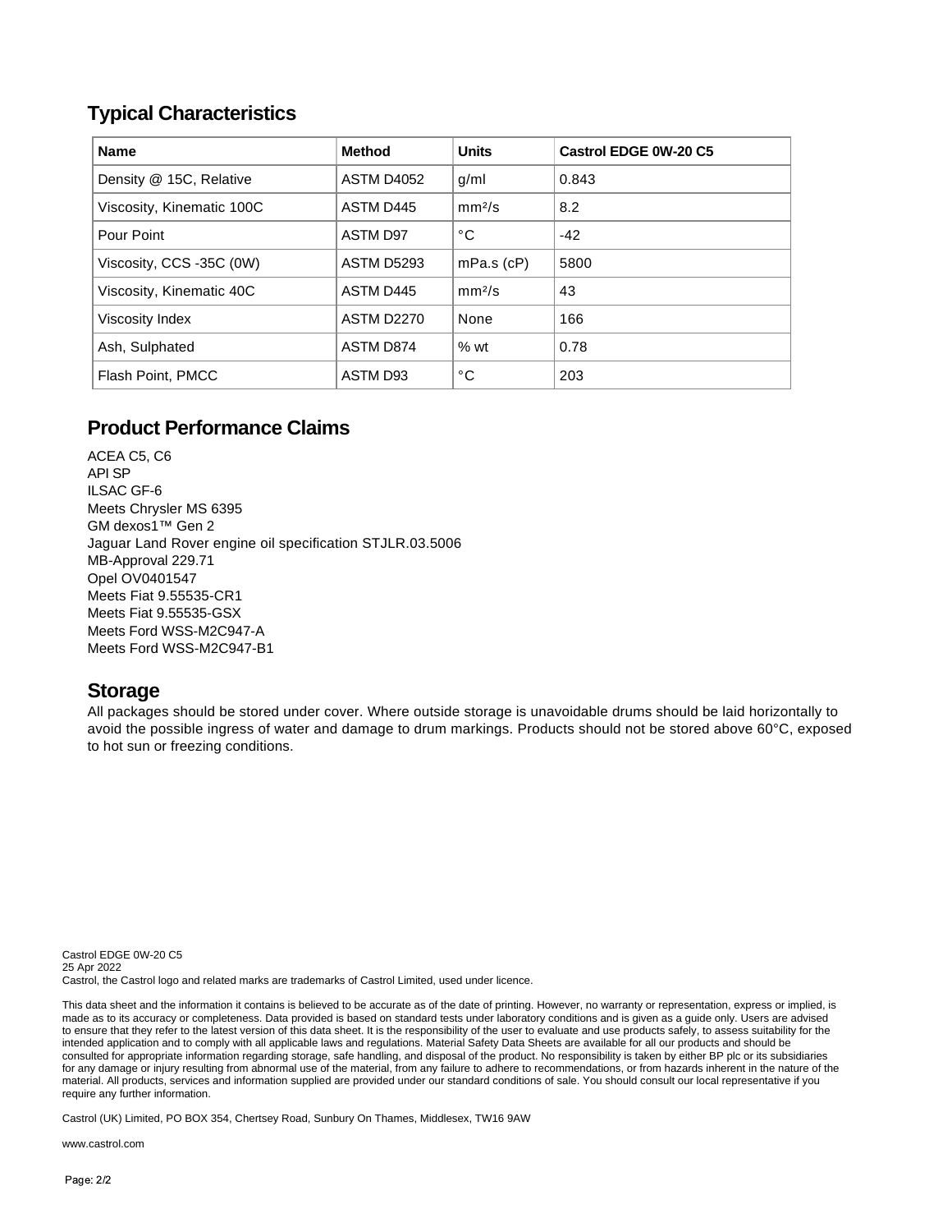## Typical Characteristics

| Name | Method | Units | Castrol EDGE 0W-20 C5 |
|---|---|---|---|
| Density @ 15C, Relative | ASTM D4052 | g/ml | 0.843 |
| Viscosity, Kinematic 100C | ASTM D445 | $mm^2/s$ | 8.2 |
| Pour Point | ASTM D97 | °C | -42 |
| Viscosity, CCS -35C (0W) | ASTM D5293 | mPa.s (cP) | 5800 |
| Viscosity, Kinematic 40C | ASTM D445 | $mm^2/s$ | 43 |
| Viscosity Index | ASTM D2270 | None | 166 |
| Ash, Sulphated | ASTM D874 | % wt | 0.78 |
| Flash Point, PMCC | ASTM D93 | °C | 203 |

## Product Performance Claims

ACEA C5, C6
API SP
ILSAC GF-6
Meets Chrysler MS 6395
GM dexos1™ Gen 2
Jaguar Land Rover engine oil specification STJLR.03.5006
MB-Approval 229.71
Opel OV0401547
Meets Fiat 9.55535-CR1
Meets Fiat 9.55535-GSX
Meets Ford WSS-M2C947-A
Meets Ford WSS-M2C947-B1

## Storage

All packages should be stored under cover. Where outside storage is unavoidable drums should be laid horizontally to avoid the possible ingress of water and damage to drum markings. Products should not be stored above 60°C, exposed to hot sun or freezing conditions.

Castrol EDGE 0W-20 C5
25 Apr 2022
Castrol, the Castrol logo and related marks are trademarks of Castrol Limited, used under licence.

This data sheet and the information it contains is believed to be accurate as of the date of printing. However, no warranty or representation, express or implied, is made as to its accuracy or completeness. Data provided is based on standard tests under laboratory conditions and is given as a guide only. Users are advised to ensure that they refer to the latest version of this data sheet. It is the responsibility of the user to evaluate and use products safely, to assess suitability for the intended application and to comply with all applicable laws and regulations. Material Safety Data Sheets are available for all our products and should be consulted for appropriate information regarding storage, safe handling, and disposal of the product. No responsibility is taken by either BP plc or its subsidiaries for any damage or injury resulting from abnormal use of the material, from any failure to adhere to recommendations, or from hazards inherent in the nature of the material. All products, services and information supplied are provided under our standard conditions of sale. You should consult our local representative if you require any further information.

Castrol (UK) Limited, PO BOX 354, Chertsey Road, Sunbury On Thames, Middlesex, TW16 9AW

www.castrol.com